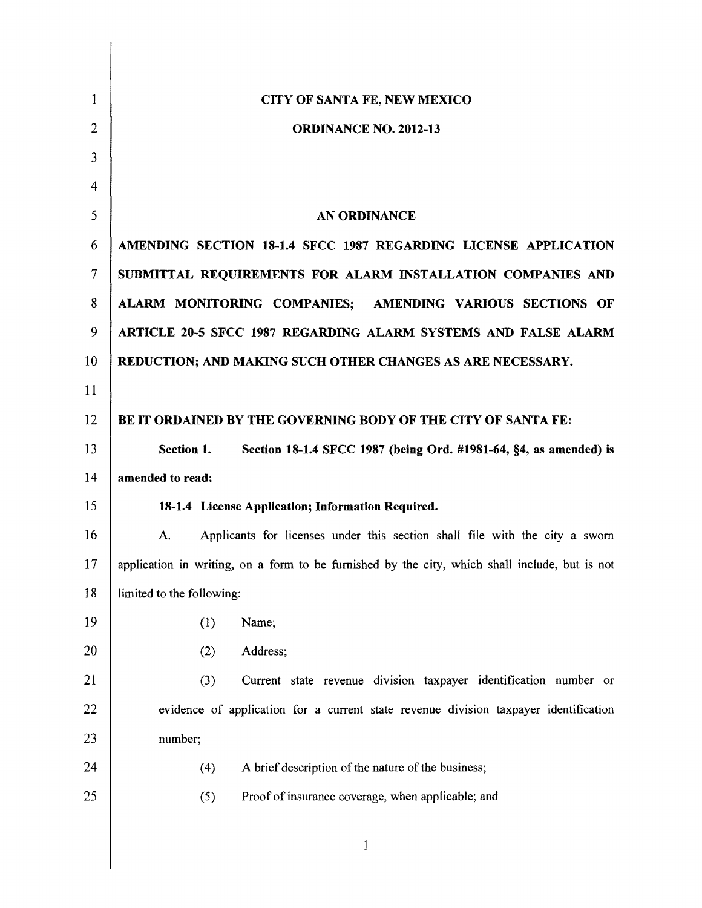**CITY OF SANTA FE, NEW MEXICO**

**ORDINANCE NO. 2012-13**

**AN ORDINANCE**

**AMENDING SECTION 18-1.4 SFCC 1987 REGARDING LICENSE APPLICATION SUBMITTAL REQUIREMENTS FOR ALARM INSTALLATION COMPANIES AND ALARM MONITORING COMPANIES; AMENDING VARIOUS SECTIONS OF ARTICLE 20-5 SFCC 1987 REGARDING ALARM SYSTEMS AND FALSE ALARM REDUCTION; AND MAKING SUCH OTHER CHANGES AS ARE NECESSARY.**

**BE IT ORDAINED BY THE GOVERNING BODY OF THE CITY OF SANTA FE:**

**Section 1. Section 18-1.4 SFCC 1987 (being Ord. #1981-64, §4, as amended) is amended to read:**

**18-1.4 License Application; Information Required.**

A. Applicants for licenses under this section shall file with the city a sworn application in writing, on a form to be furnished by the city, which shall include, but is not limited to the following:

(1) Name;

(2) Address;

(3) Current state revenue division taxpayer identification number or evidence of application for a current state revenue division taxpayer identification number;

(4) A brief description of the nature of the business;

(5) Proof of insurance coverage, when applicable; and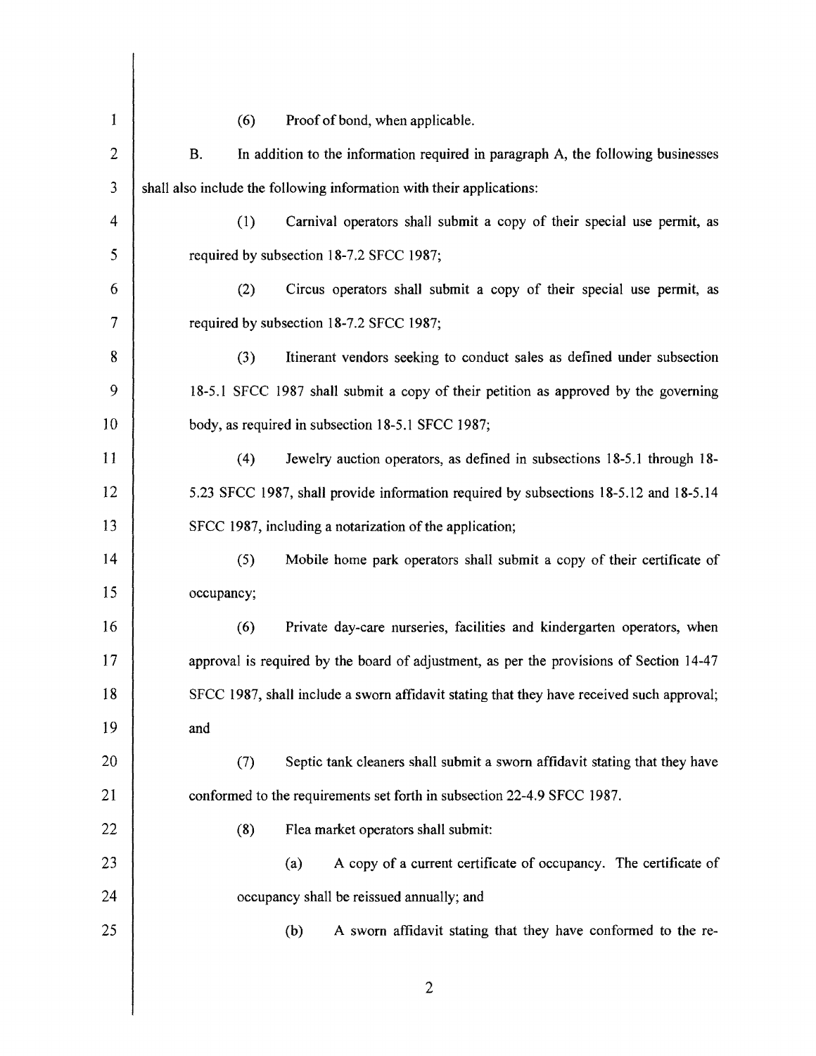(6) Proof of bond, when applicable.

B. In addition to the information required in paragraph A, the following businesses shall also include the following information with their applications:

(1) Carnival operators shall submit a copy of their special use permit, as required by subsection 18-7.2 SFCC 1987;

(2) Circus operators shall submit a copy of their special use permit, as required by subsection 18-7.2 SFCC 1987;

(3) Itinerant vendors seeking to conduct sales as defined under subsection 18-5.1 SFCC 1987 shall submit a copy of their petition as approved by the governing body, as required in subsection 18-5.1 SFCC 1987;

(4) Jewelry auction operators, as defined in subsections 18-5.1 through 18-5.23 SFCC 1987, shall provide information required by subsections 18-5.12 and 18-5.14 SFCC 1987, including a notarization of the application;

(5) Mobile home park operators shall submit a copy of their certificate of occupancy;

(6) Private day-care nurseries, facilities and kindergarten operators, when approval is required by the board of adjustment, as per the provisions of Section 14-47 SFCC 1987, shall include a sworn affidavit stating that they have received such approval; and

(7) Septic tank cleaners shall submit a sworn affidavit stating that they have conformed to the requirements set forth in subsection 22-4.9 SFCC 1987.

(8) Flea market operators shall submit:

(a) A copy of a current certificate of occupancy. The certificate of occupancy shall be reissued annually; and

(b) A sworn affidavit stating that they have conformed to the re-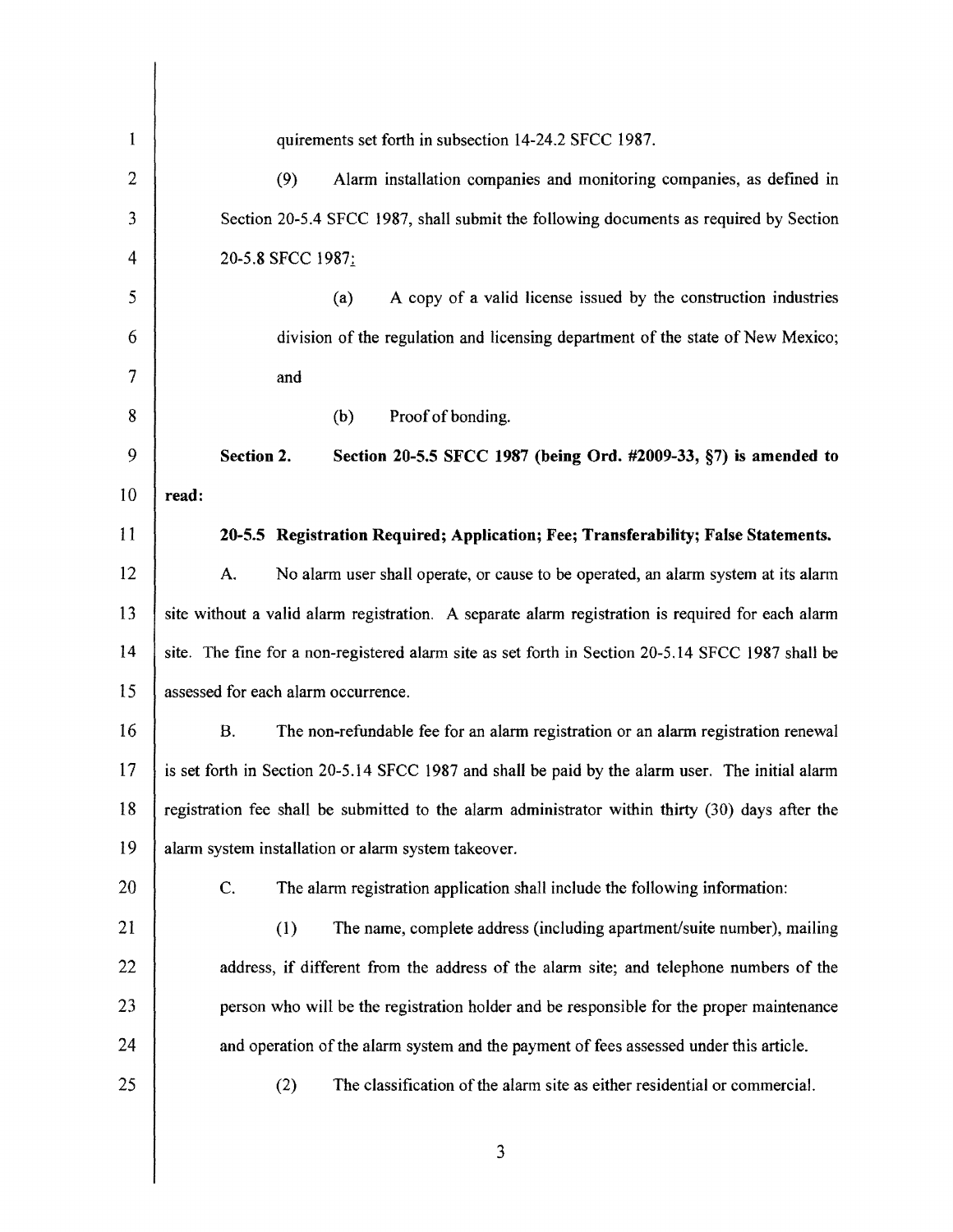quirements set forth in subsection 14-24.2 SFCC 1987.

(9) Alarm installation companies and monitoring companies, as defined in Section 20-5.4 SFCC 1987, shall submit the following documents as required by Section 20-5.8 SFCC 1987:

(a) A copy of a valid license issued by the construction industries division of the regulation and licensing department of the state of New Mexico; and

(b) Proof of bonding.

**Section 2. Section 20-5.5 SFCC 1987 (being Ord. #2009-33, §7) is amended to read:**

**20-5.5 Registration Required; Application; Fee; Transferability; False Statements.**

A. No alarm user shall operate, or cause to be operated, an alarm system at its alarm site without a valid alarm registration. A separate alarm registration is required for each alarm site. The fine for a non-registered alarm site as set forth in Section 20-5.14 SFCC 1987 shall be assessed for each alarm occurrence.

B. The non-refundable fee for an alarm registration or an alarm registration renewal is set forth in Section 20-5.14 SFCC 1987 and shall be paid by the alarm user. The initial alarm registration fee shall be submitted to the alarm administrator within thirty (30) days after the alarm system installation or alarm system takeover.

C. The alarm registration application shall include the following information:

(1) The name, complete address (including apartment/suite number), mailing address, if different from the address of the alarm site; and telephone numbers of the person who will be the registration holder and be responsible for the proper maintenance and operation of the alarm system and the payment of fees assessed under this article.

(2) The classification of the alarm site as either residential or commercial.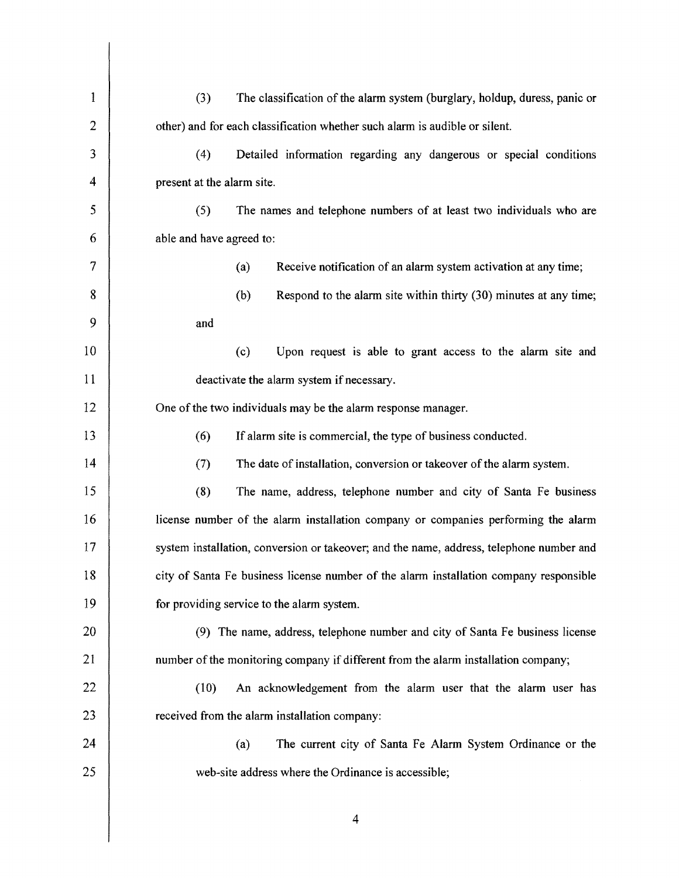(3) The classification of the alarm system (burglary, holdup, duress, panic or other) and for each classification whether such alarm is audible or silent.

(4) Detailed information regarding any dangerous or special conditions present at the alarm site.

(5) The names and telephone numbers of at least two individuals who are able and have agreed to:

(a) Receive notification of an alarm system activation at any time;

(b) Respond to the alarm site within thirty (30) minutes at any time; and

(c) Upon request is able to grant access to the alarm site and deactivate the alarm system if necessary.

One of the two individuals may be the alarm response manager.

(6) If alarm site is commercial, the type of business conducted.

(7) The date of installation, conversion or takeover of the alarm system.

(8) The name, address, telephone number and city of Santa Fe business license number of the alarm installation company or companies performing the alarm system installation, conversion or takeover; and the name, address, telephone number and city of Santa Fe business license number of the alarm installation company responsible for providing service to the alarm system.

(9) The name, address, telephone number and city of Santa Fe business license number of the monitoring company if different from the alarm installation company;

(10) An acknowledgement from the alarm user that the alarm user has received from the alarm installation company:

(a) The current city of Santa Fe Alarm System Ordinance or the web-site address where the Ordinance is accessible;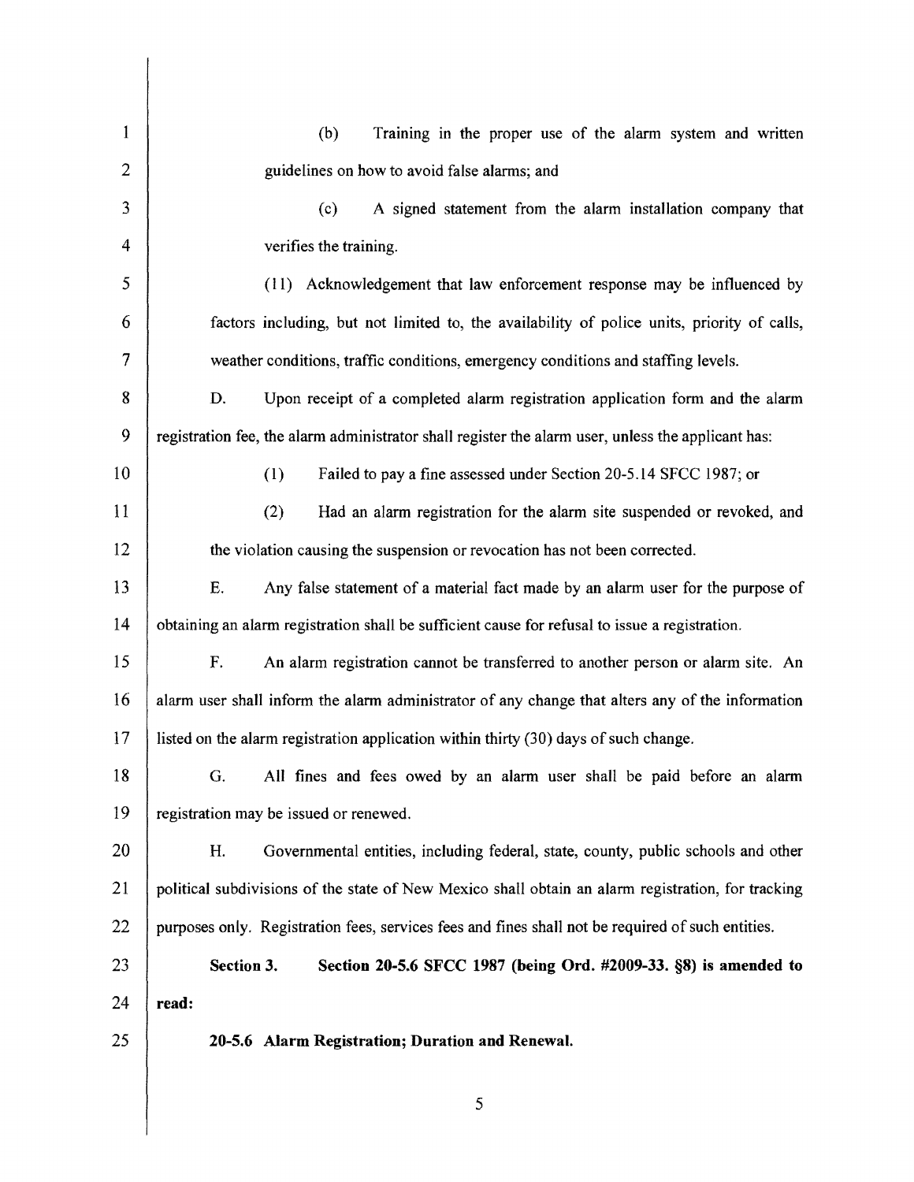(b) Training in the proper use of the alarm system and written guidelines on how to avoid false alarms; and

(c) A signed statement from the alarm installation company that verifies the training.

(11) Acknowledgement that law enforcement response may be influenced by factors including, but not limited to, the availability of police units, priority of calls, weather conditions, traffic conditions, emergency conditions and staffing levels.

D. Upon receipt of a completed alarm registration application form and the alarm registration fee, the alarm administrator shall register the alarm user, unless the applicant has:

(1) Failed to pay a fine assessed under Section 20-5.14 SFCC 1987; or

(2) Had an alarm registration for the alarm site suspended or revoked, and the violation causing the suspension or revocation has not been corrected.

E. Any false statement of a material fact made by an alarm user for the purpose of obtaining an alarm registration shall be sufficient cause for refusal to issue a registration.

F. An alarm registration cannot be transferred to another person or alarm site. An alarm user shall inform the alarm administrator of any change that alters any of the information listed on the alarm registration application within thirty (30) days of such change.

G. All fines and fees owed by an alarm user shall be paid before an alarm registration may be issued or renewed.

H. Governmental entities, including federal, state, county, public schools and other political subdivisions of the state of New Mexico shall obtain an alarm registration, for tracking purposes only. Registration fees, services fees and fines shall not be required of such entities.

**Section 3. Section 20-5.6 SFCC 1987 (being Ord. #2009-33. §8) is amended to read:**

**20-5.6 Alarm Registration; Duration and Renewal.**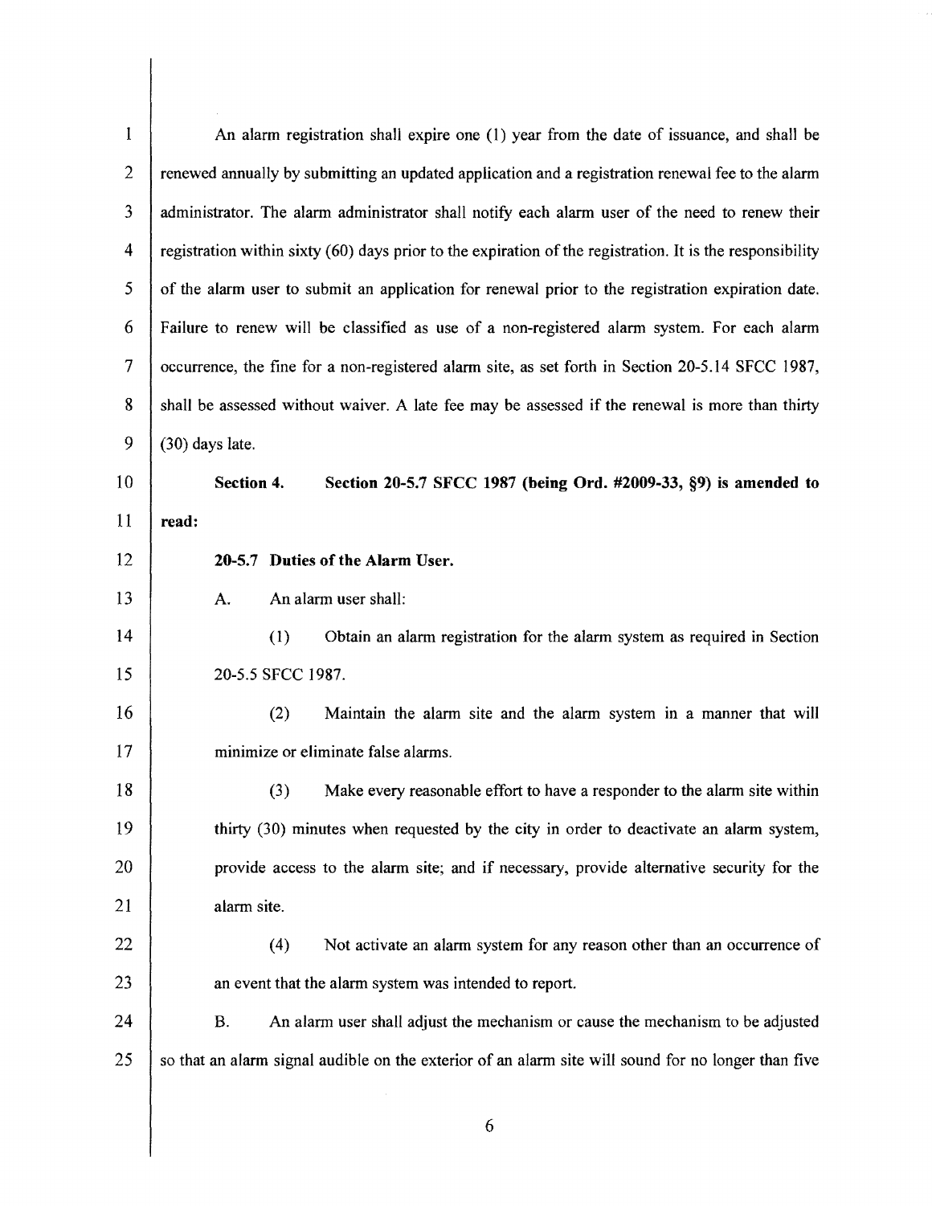An alarm registration shall expire one (1) year from the date of issuance, and shall be renewed annually by submitting an updated application and a registration renewal fee to the alarm administrator. The alarm administrator shall notify each alarm user of the need to renew their registration within sixty (60) days prior to the expiration of the registration. It is the responsibility of the alarm user to submit an application for renewal prior to the registration expiration date. Failure to renew will be classified as use of a non-registered alarm system. For each alarm occurrence, the fine for a non-registered alarm site, as set forth in Section 20-5.14 SFCC 1987, shall be assessed without waiver. A late fee may be assessed if the renewal is more than thirty (30) days late.

**Section 4. Section 20-5.7 SFCC 1987 (being Ord. #2009-33, §9) is amended to read:**

**20-5.7 Duties of the Alarm User.**

A. An alarm user shall:

(1) Obtain an alarm registration for the alarm system as required in Section 20-5.5 SFCC 1987.

(2) Maintain the alarm site and the alarm system in a manner that will minimize or eliminate false alarms.

(3) Make every reasonable effort to have a responder to the alarm site within thirty (30) minutes when requested by the city in order to deactivate an alarm system, provide access to the alarm site; and if necessary, provide alternative security for the alarm site.

(4) Not activate an alarm system for any reason other than an occurrence of an event that the alarm system was intended to report.

B. An alarm user shall adjust the mechanism or cause the mechanism to be adjusted so that an alarm signal audible on the exterior of an alarm site will sound for no longer than five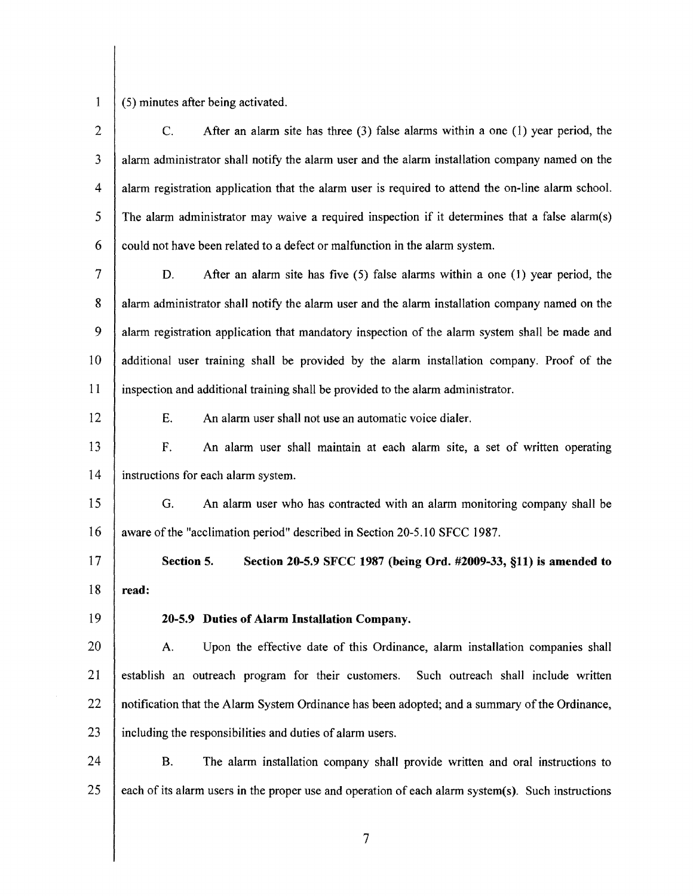(5) minutes after being activated.

C. After an alarm site has three (3) false alarms within a one (1) year period, the alarm administrator shall notify the alarm user and the alarm installation company named on the alarm registration application that the alarm user is required to attend the on-line alarm school. The alarm administrator may waive a required inspection if it determines that a false alarm(s) could not have been related to a defect or malfunction in the alarm system.

D. After an alarm site has five (5) false alarms within a one (1) year period, the alarm administrator shall notify the alarm user and the alarm installation company named on the alarm registration application that mandatory inspection of the alarm system shall be made and additional user training shall be provided by the alarm installation company. Proof of the inspection and additional training shall be provided to the alarm administrator.

E. An alarm user shall not use an automatic voice dialer.

F. An alarm user shall maintain at each alarm site, a set of written operating instructions for each alarm system.

G. An alarm user who has contracted with an alarm monitoring company shall be aware of the "acclimation period" described in Section 20-5.10 SFCC 1987.

**Section 5. Section 20-5.9 SFCC 1987 (being Ord. #2009-33, §11) is amended to read:**

**20-5.9 Duties of Alarm Installation Company.**

A. Upon the effective date of this Ordinance, alarm installation companies shall establish an outreach program for their customers. Such outreach shall include written notification that the Alarm System Ordinance has been adopted; and a summary of the Ordinance, including the responsibilities and duties of alarm users.

B. The alarm installation company shall provide written and oral instructions to each of its alarm users in the proper use and operation of each alarm system(s). Such instructions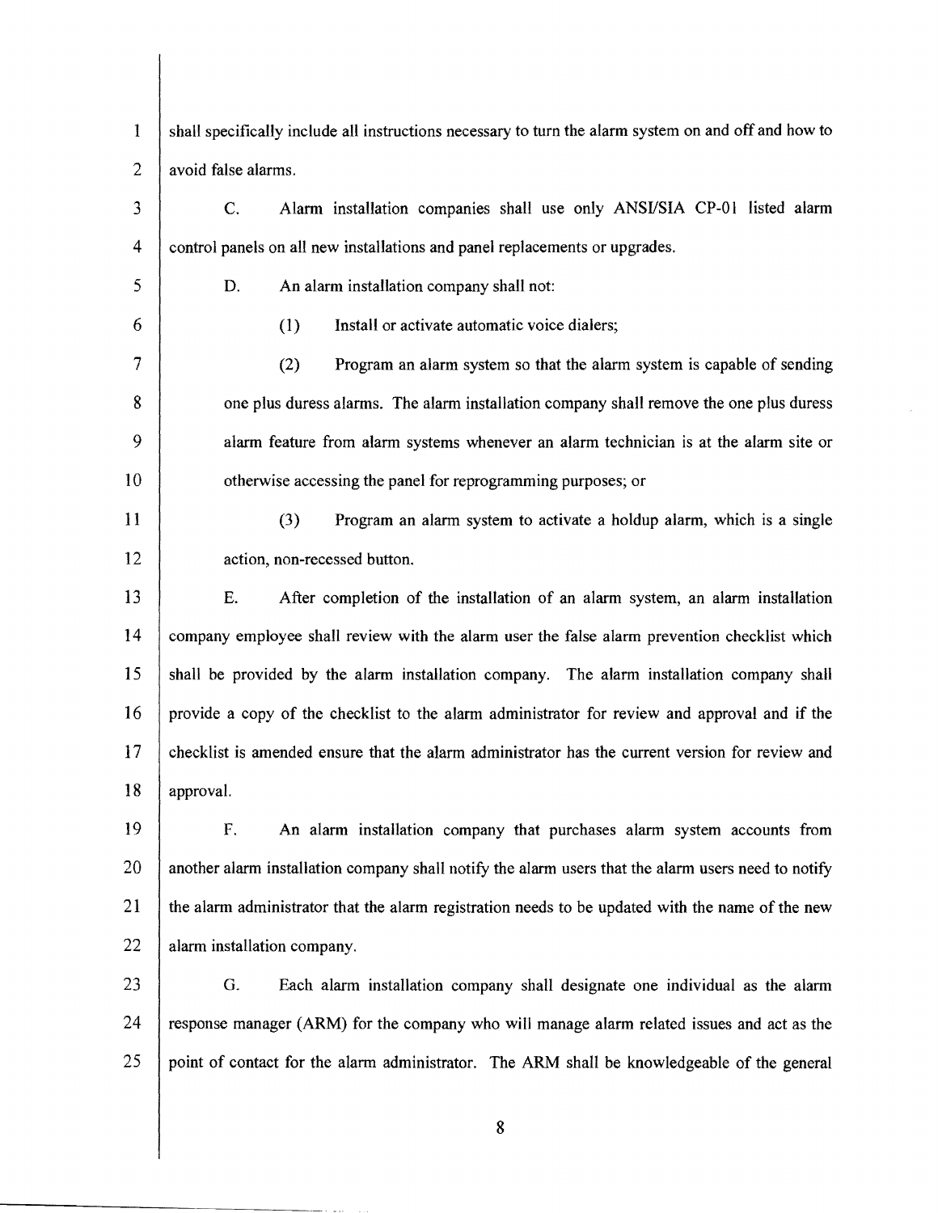shall specifically include all instructions necessary to turn the alarm system on and off and how to avoid false alarms.

C. Alarm installation companies shall use only ANSI/SIA CP-01 listed alarm control panels on all new installations and panel replacements or upgrades.

D. An alarm installation company shall not:

(1) Install or activate automatic voice dialers;

(2) Program an alarm system so that the alarm system is capable of sending one plus duress alarms. The alarm installation company shall remove the one plus duress alarm feature from alarm systems whenever an alarm technician is at the alarm site or otherwise accessing the panel for reprogramming purposes; or

(3) Program an alarm system to activate a holdup alarm, which is a single action, non-recessed button.

E. After completion of the installation of an alarm system, an alarm installation company employee shall review with the alarm user the false alarm prevention checklist which shall be provided by the alarm installation company. The alarm installation company shall provide a copy of the checklist to the alarm administrator for review and approval and if the checklist is amended ensure that the alarm administrator has the current version for review and approval.

F. An alarm installation company that purchases alarm system accounts from another alarm installation company shall notify the alarm users that the alarm users need to notify the alarm administrator that the alarm registration needs to be updated with the name of the new alarm installation company.

G. Each alarm installation company shall designate one individual as the alarm response manager (ARM) for the company who will manage alarm related issues and act as the point of contact for the alarm administrator. The ARM shall be knowledgeable of the general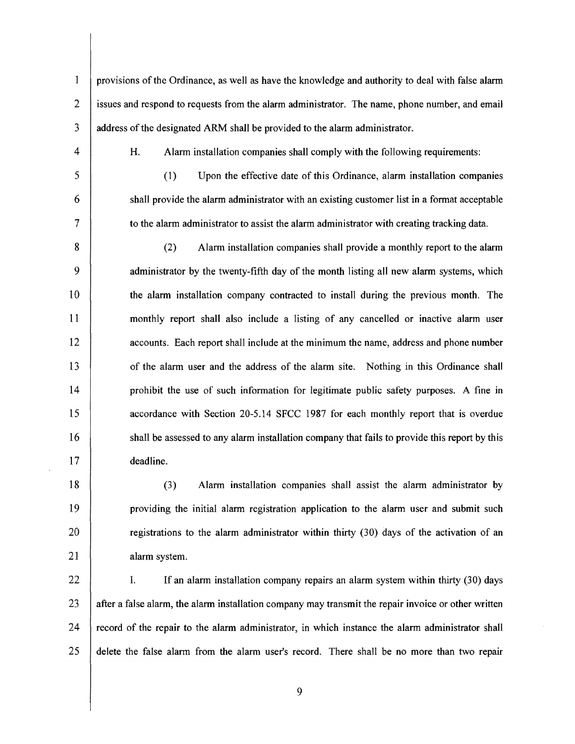provisions of the Ordinance, as well as have the knowledge and authority to deal with false alarm issues and respond to requests from the alarm administrator. The name, phone number, and email address of the designated ARM shall be provided to the alarm administrator.

H. Alarm installation companies shall comply with the following requirements:

(1) Upon the effective date of this Ordinance, alarm installation companies shall provide the alarm administrator with an existing customer list in a format acceptable to the alarm administrator to assist the alarm administrator with creating tracking data.

(2) Alarm installation companies shall provide a monthly report to the alarm administrator by the twenty-fifth day of the month listing all new alarm systems, which the alarm installation company contracted to install during the previous month. The monthly report shall also include a listing of any cancelled or inactive alarm user accounts. Each report shall include at the minimum the name, address and phone number of the alarm user and the address of the alarm site. Nothing in this Ordinance shall prohibit the use of such information for legitimate public safety purposes. A fine in accordance with Section 20-5.14 SFCC 1987 for each monthly report that is overdue shall be assessed to any alarm installation company that fails to provide this report by this deadline.

(3) Alarm installation companies shall assist the alarm administrator by providing the initial alarm registration application to the alarm user and submit such registrations to the alarm administrator within thirty (30) days of the activation of an alarm system.

I. If an alarm installation company repairs an alarm system within thirty (30) days after a false alarm, the alarm installation company may transmit the repair invoice or other written record of the repair to the alarm administrator, in which instance the alarm administrator shall delete the false alarm from the alarm user's record. There shall be no more than two repair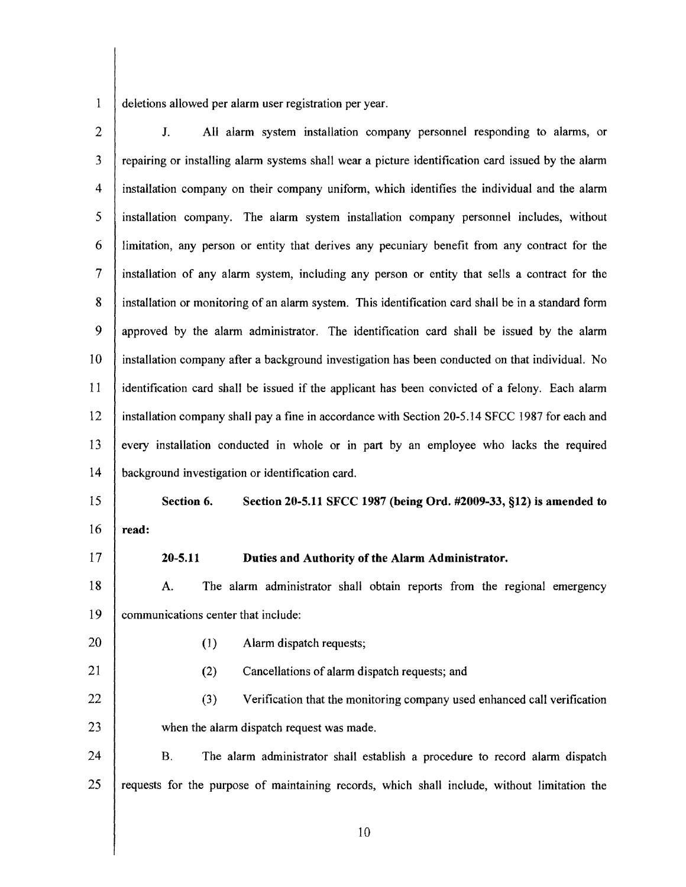deletions allowed per alarm user registration per year.

J. All alarm system installation company personnel responding to alarms, or repairing or installing alarm systems shall wear a picture identification card issued by the alarm installation company on their company uniform, which identifies the individual and the alarm installation company. The alarm system installation company personnel includes, without limitation, any person or entity that derives any pecuniary benefit from any contract for the installation of any alarm system, including any person or entity that sells a contract for the installation or monitoring of an alarm system. This identification card shall be in a standard form approved by the alarm administrator. The identification card shall be issued by the alarm installation company after a background investigation has been conducted on that individual. No identification card shall be issued if the applicant has been convicted of a felony. Each alarm installation company shall pay a fine in accordance with Section 20-5.14 SFCC 1987 for each and every installation conducted in whole or in part by an employee who lacks the required background investigation or identification card.

**Section 6. Section 20-5.11 SFCC 1987 (being Ord. #2009-33, §12) is amended to read:**

**20-5.11 Duties and Authority of the Alarm Administrator.**

A. The alarm administrator shall obtain reports from the regional emergency communications center that include:

(1) Alarm dispatch requests;

(2) Cancellations of alarm dispatch requests; and

(3) Verification that the monitoring company used enhanced call verification when the alarm dispatch request was made.

B. The alarm administrator shall establish a procedure to record alarm dispatch requests for the purpose of maintaining records, which shall include, without limitation the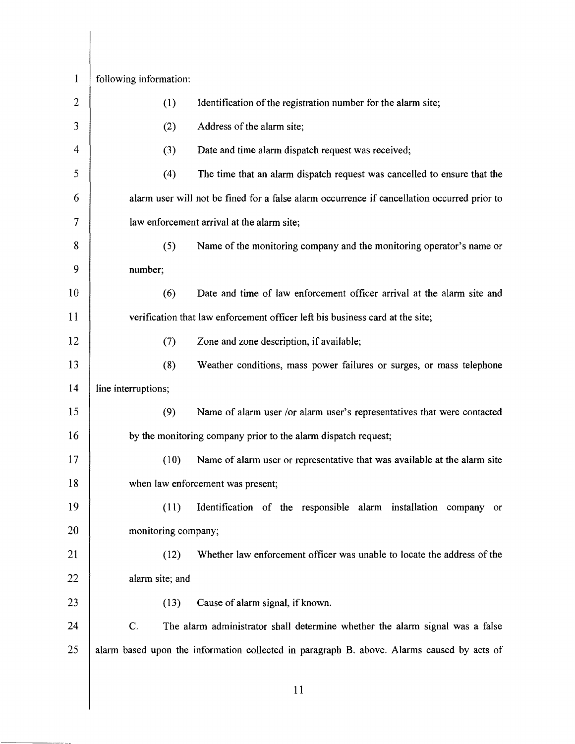following information:

(1) Identification of the registration number for the alarm site;

(2) Address of the alarm site;

(3) Date and time alarm dispatch request was received;

(4) The time that an alarm dispatch request was cancelled to ensure that the alarm user will not be fined for a false alarm occurrence if cancellation occurred prior to law enforcement arrival at the alarm site;

(5) Name of the monitoring company and the monitoring operator's name or number;

(6) Date and time of law enforcement officer arrival at the alarm site and verification that law enforcement officer left his business card at the site;

(7) Zone and zone description, if available;

(8) Weather conditions, mass power failures or surges, or mass telephone line interruptions;

(9) Name of alarm user /or alarm user's representatives that were contacted by the monitoring company prior to the alarm dispatch request;

(10) Name of alarm user or representative that was available at the alarm site when law enforcement was present;

(11) Identification of the responsible alarm installation company or monitoring company;

(12) Whether law enforcement officer was unable to locate the address of the alarm site; and

(13) Cause of alarm signal, if known.

C. The alarm administrator shall determine whether the alarm signal was a false alarm based upon the information collected in paragraph B. above. Alarms caused by acts of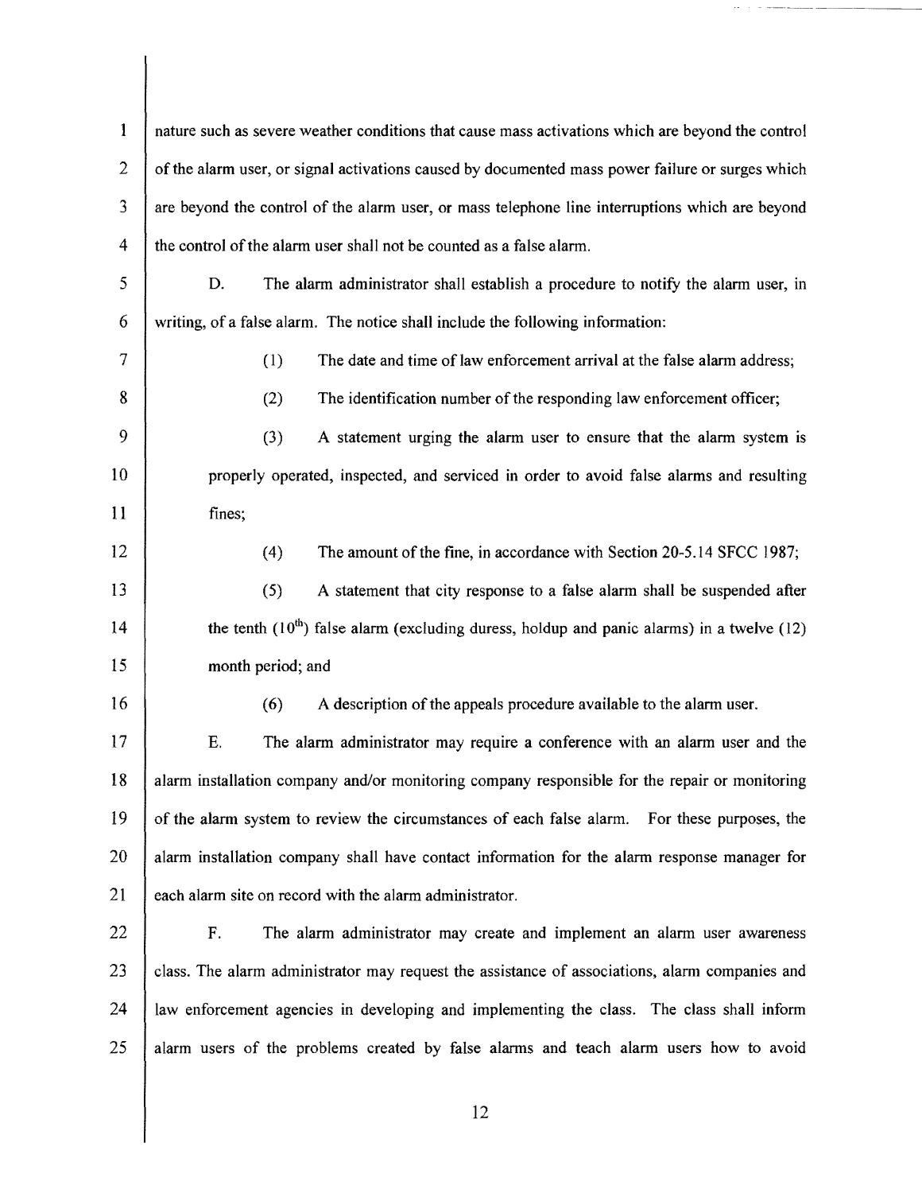nature such as severe weather conditions that cause mass activations which are beyond the control of the alarm user, or signal activations caused by documented mass power failure or surges which are beyond the control of the alarm user, or mass telephone line interruptions which are beyond the control of the alarm user shall not be counted as a false alarm.

D. The alarm administrator shall establish a procedure to notify the alarm user, in writing, of a false alarm. The notice shall include the following information:

(1) The date and time of law enforcement arrival at the false alarm address;

(2) The identification number of the responding law enforcement officer;

(3) A statement urging the alarm user to ensure that the alarm system is properly operated, inspected, and serviced in order to avoid false alarms and resulting fines;

(4) The amount of the fine, in accordance with Section 20-5.14 SFCC 1987;

(5) A statement that city response to a false alarm shall be suspended after the tenth (10th) false alarm (excluding duress, holdup and panic alarms) in a twelve (12) month period; and

(6) A description of the appeals procedure available to the alarm user.

E. The alarm administrator may require a conference with an alarm user and the alarm installation company and/or monitoring company responsible for the repair or monitoring of the alarm system to review the circumstances of each false alarm. For these purposes, the alarm installation company shall have contact information for the alarm response manager for each alarm site on record with the alarm administrator.

F. The alarm administrator may create and implement an alarm user awareness class. The alarm administrator may request the assistance of associations, alarm companies and law enforcement agencies in developing and implementing the class. The class shall inform alarm users of the problems created by false alarms and teach alarm users how to avoid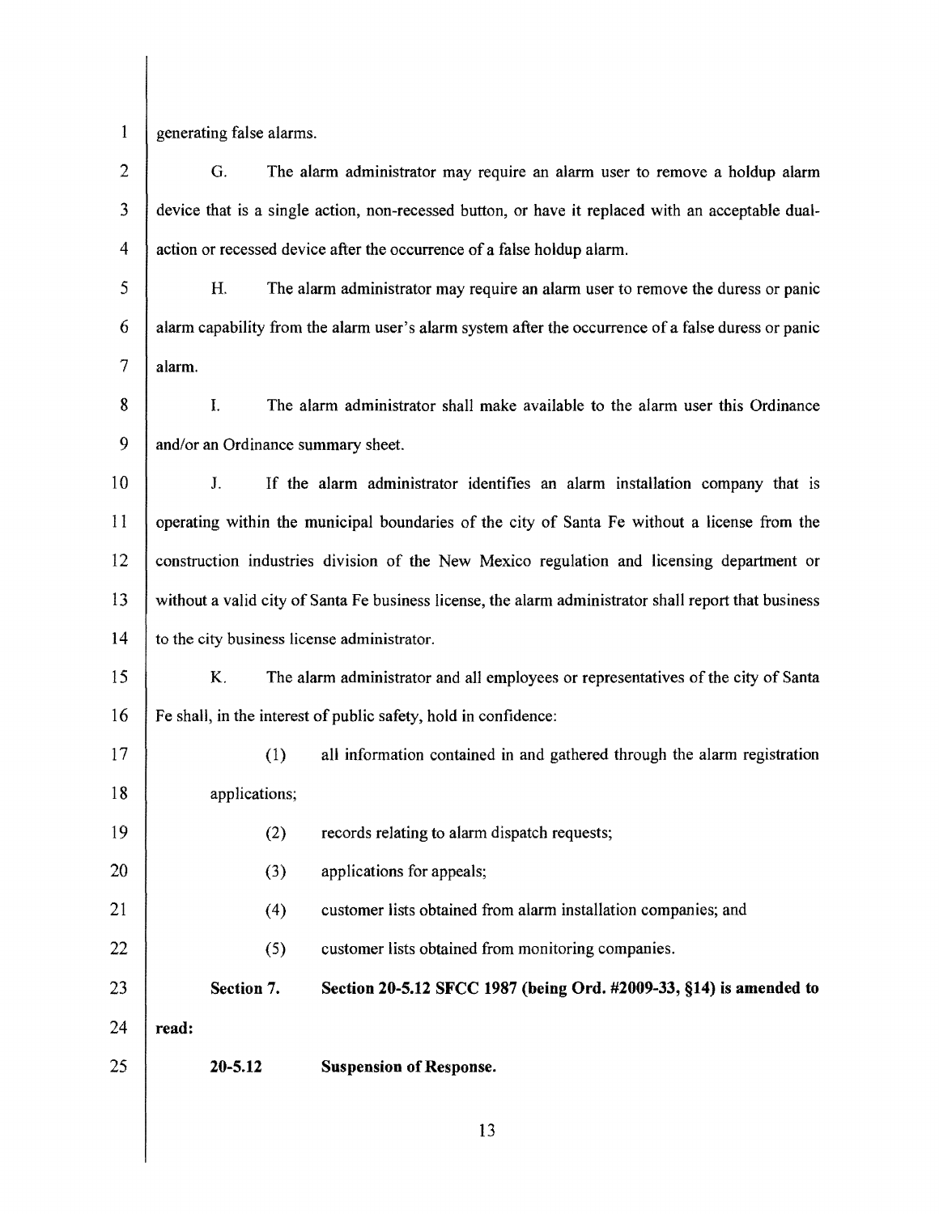generating false alarms.

G. The alarm administrator may require an alarm user to remove a holdup alarm device that is a single action, non-recessed button, or have it replaced with an acceptable dual-action or recessed device after the occurrence of a false holdup alarm.

H. The alarm administrator may require an alarm user to remove the duress or panic alarm capability from the alarm user's alarm system after the occurrence of a false duress or panic alarm.

I. The alarm administrator shall make available to the alarm user this Ordinance and/or an Ordinance summary sheet.

J. If the alarm administrator identifies an alarm installation company that is operating within the municipal boundaries of the city of Santa Fe without a license from the construction industries division of the New Mexico regulation and licensing department or without a valid city of Santa Fe business license, the alarm administrator shall report that business to the city business license administrator.

K. The alarm administrator and all employees or representatives of the city of Santa Fe shall, in the interest of public safety, hold in confidence:

(1) all information contained in and gathered through the alarm registration applications;

(2) records relating to alarm dispatch requests;

(3) applications for appeals;

(4) customer lists obtained from alarm installation companies; and

(5) customer lists obtained from monitoring companies.

**Section 7. Section 20-5.12 SFCC 1987 (being Ord. #2009-33, §14) is amended to read:**

**20-5.12 Suspension of Response.**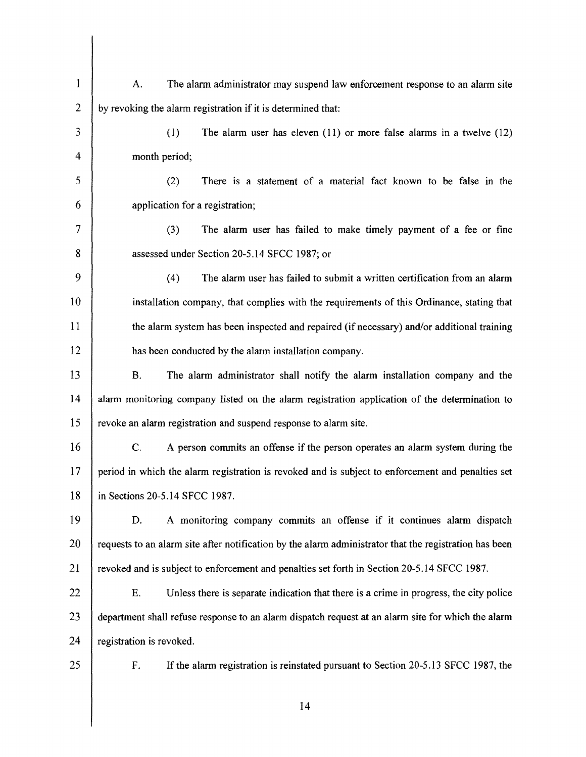A. The alarm administrator may suspend law enforcement response to an alarm site by revoking the alarm registration if it is determined that:

(1) The alarm user has eleven (11) or more false alarms in a twelve (12) month period;

(2) There is a statement of a material fact known to be false in the application for a registration;

(3) The alarm user has failed to make timely payment of a fee or fine assessed under Section 20-5.14 SFCC 1987; or

(4) The alarm user has failed to submit a written certification from an alarm installation company, that complies with the requirements of this Ordinance, stating that the alarm system has been inspected and repaired (if necessary) and/or additional training has been conducted by the alarm installation company.

B. The alarm administrator shall notify the alarm installation company and the alarm monitoring company listed on the alarm registration application of the determination to revoke an alarm registration and suspend response to alarm site.

C. A person commits an offense if the person operates an alarm system during the period in which the alarm registration is revoked and is subject to enforcement and penalties set in Sections 20-5.14 SFCC 1987.

D. A monitoring company commits an offense if it continues alarm dispatch requests to an alarm site after notification by the alarm administrator that the registration has been revoked and is subject to enforcement and penalties set forth in Section 20-5.14 SFCC 1987.

E. Unless there is separate indication that there is a crime in progress, the city police department shall refuse response to an alarm dispatch request at an alarm site for which the alarm registration is revoked.

F. If the alarm registration is reinstated pursuant to Section 20-5.13 SFCC 1987, the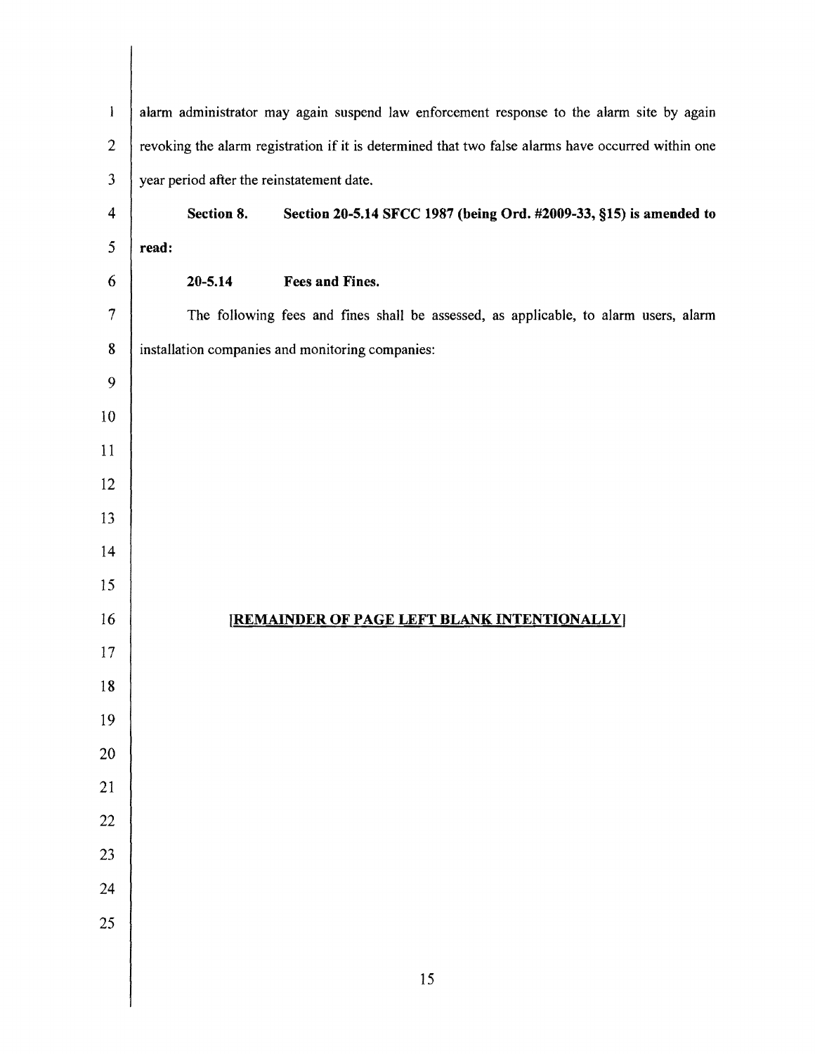alarm administrator may again suspend law enforcement response to the alarm site by again revoking the alarm registration if it is determined that two false alarms have occurred within one year period after the reinstatement date.

**Section 8. Section 20-5.14 SFCC 1987 (being Ord. #2009-33, §15) is amended to read:**

**20-5.14 Fees and Fines.**

The following fees and fines shall be assessed, as applicable, to alarm users, alarm installation companies and monitoring companies:

**[REMAINDER OF PAGE LEFT BLANK INTENTIONALLY]**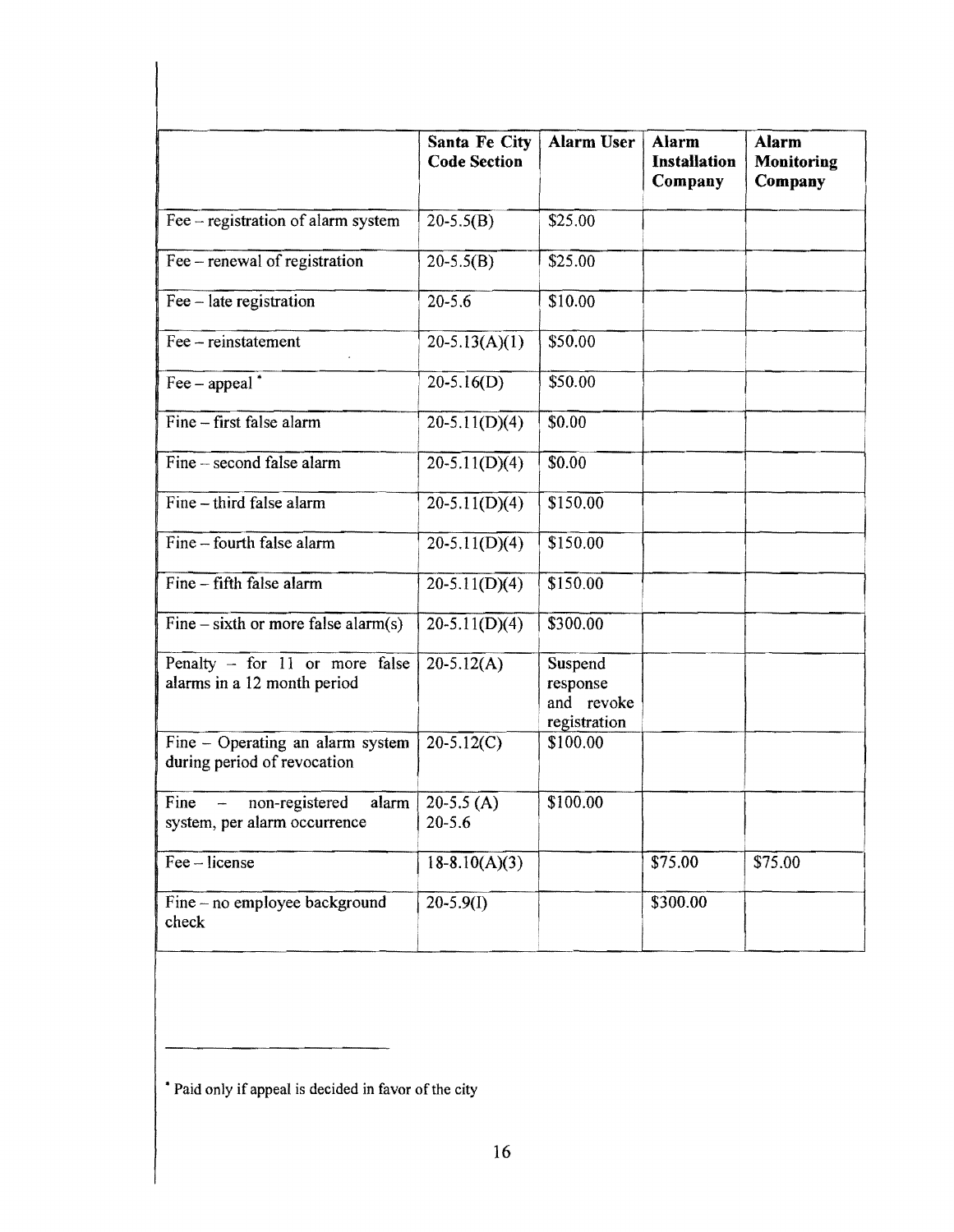| | Santa Fe City Code Section | Alarm User | Alarm Installation Company | Alarm Monitoring Company |
|---|---|---|---|---|
| Fee – registration of alarm system | 20-5.5(B) | $25.00 | | |
| Fee – renewal of registration | 20-5.5(B) | $25.00 | | |
| Fee – late registration | 20-5.6 | $10.00 | | |
| Fee – reinstatement | 20-5.13(A)(1) | $50.00 | | |
| Fee – appeal * | 20-5.16(D) | $50.00 | | |
| Fine – first false alarm | 20-5.11(D)(4) | $0.00 | | |
| Fine – second false alarm | 20-5.11(D)(4) | $0.00 | | |
| Fine – third false alarm | 20-5.11(D)(4) | $150.00 | | |
| Fine – fourth false alarm | 20-5.11(D)(4) | $150.00 | | |
| Fine – fifth false alarm | 20-5.11(D)(4) | $150.00 | | |
| Fine – sixth or more false alarm(s) | 20-5.11(D)(4) | $300.00 | | |
| Penalty – for 11 or more false alarms in a 12 month period | 20-5.12(A) | Suspend response and revoke registration | | |
| Fine – Operating an alarm system during period of revocation | 20-5.12(C) | $100.00 | | |
| Fine – non-registered alarm system, per alarm occurrence | 20-5.5 (A) 20-5.6 | $100.00 | | |
| Fee – license | 18-8.10(A)(3) | | $75.00 | $75.00 |
| Fine – no employee background check | 20-5.9(I) | | $300.00 | |

* Paid only if appeal is decided in favor of the city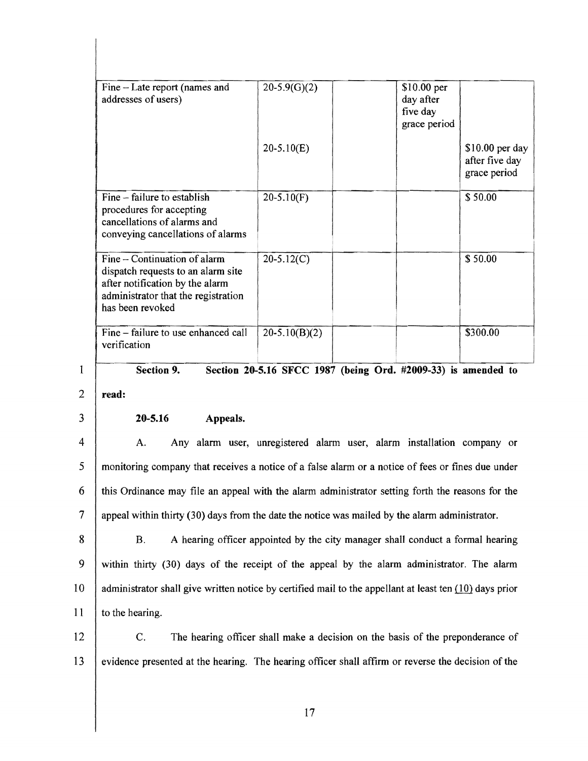| Fine – Late report (names and addresses of users) | 20-5.9(G)(2) | | $10.00 per day after five day grace period | |
|---|---|---|---|---|
| | 20-5.10(E) | | | $10.00 per day after five day grace period |
| Fine – failure to establish procedures for accepting cancellations of alarms and conveying cancellations of alarms | 20-5.10(F) | | | $ 50.00 |
| Fine – Continuation of alarm dispatch requests to an alarm site after notification by the alarm administrator that the registration has been revoked | 20-5.12(C) | | | $ 50.00 |
| Fine – failure to use enhanced call verification | 20-5.10(B)(2) | | | $300.00 |

1 **Section 9. Section 20-5.16 SFCC 1987 (being Ord. #2009-33) is amended to**
2 **read:**

3 **20-5.16 Appeals.**

4 A. Any alarm user, unregistered alarm user, alarm installation company or
5 monitoring company that receives a notice of a false alarm or a notice of fees or fines due under
6 this Ordinance may file an appeal with the alarm administrator setting forth the reasons for the
7 appeal within thirty (30) days from the date the notice was mailed by the alarm administrator.

8 B. A hearing officer appointed by the city manager shall conduct a formal hearing
9 within thirty (30) days of the receipt of the appeal by the alarm administrator. The alarm
10 administrator shall give written notice by certified mail to the appellant at least ten (10) days prior
11 to the hearing.

12 C. The hearing officer shall make a decision on the basis of the preponderance of
13 evidence presented at the hearing. The hearing officer shall affirm or reverse the decision of the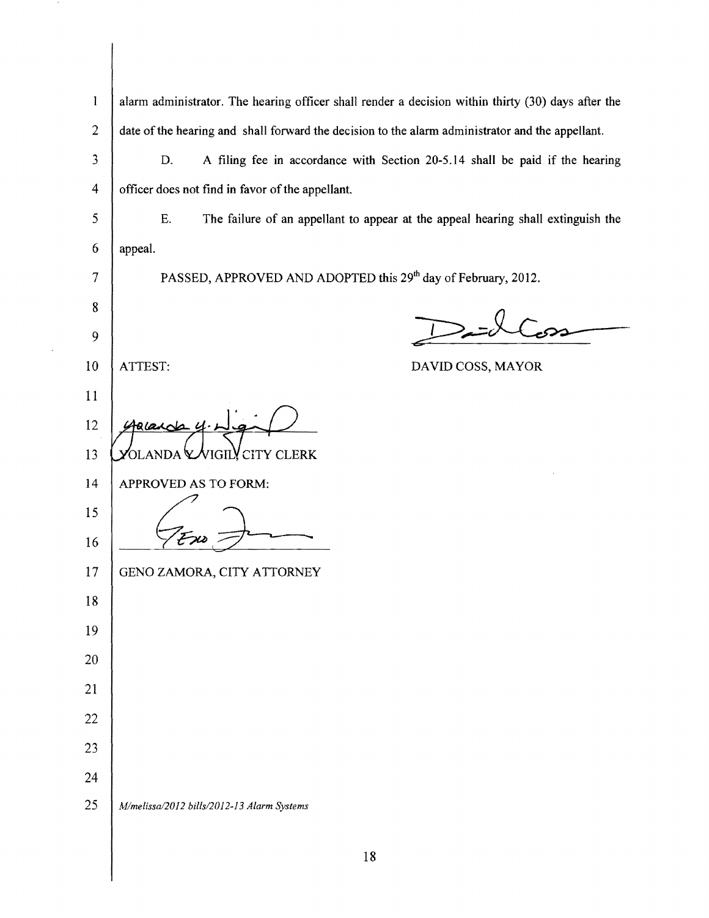alarm administrator. The hearing officer shall render a decision within thirty (30) days after the date of the hearing and shall forward the decision to the alarm administrator and the appellant.

D. A filing fee in accordance with Section 20-5.14 shall be paid if the hearing officer does not find in favor of the appellant.

E. The failure of an appellant to appear at the appeal hearing shall extinguish the appeal.

PASSED, APPROVED AND ADOPTED this 29th day of February, 2012.

DAVID COSS, MAYOR

ATTEST:

YOLANDA Y. VIGIL, CITY CLERK

APPROVED AS TO FORM:

GENO ZAMORA, CITY ATTORNEY

*M/melissa/2012 bills/2012-13 Alarm Systems*